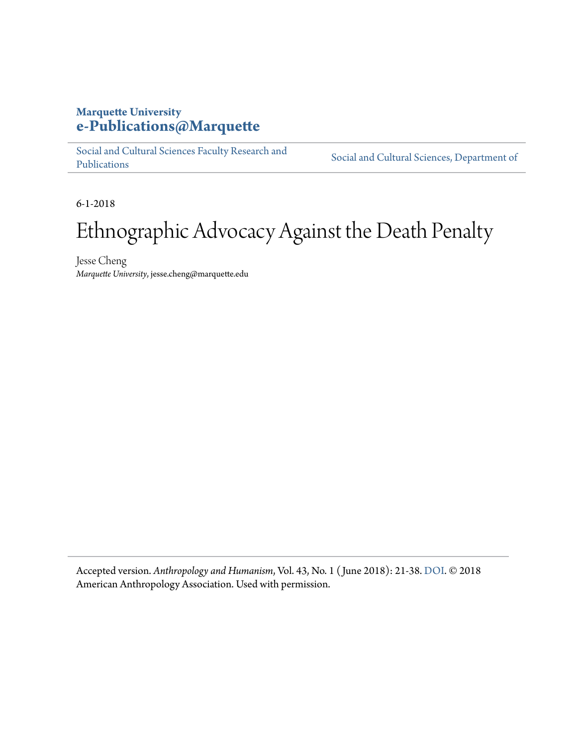**Marquette University**
**e-Publications@Marquette**

Social and Cultural Sciences Faculty Research and Publications | Social and Cultural Sciences, Department of

6-1-2018

# Ethnographic Advocacy Against the Death Penalty

Jesse Cheng
*Marquette University*, jesse.cheng@marquette.edu

Accepted version. *Anthropology and Humanism*, Vol. 43, No. 1 (June 2018): 21-38. DOI. © 2018 American Anthropology Association. Used with permission.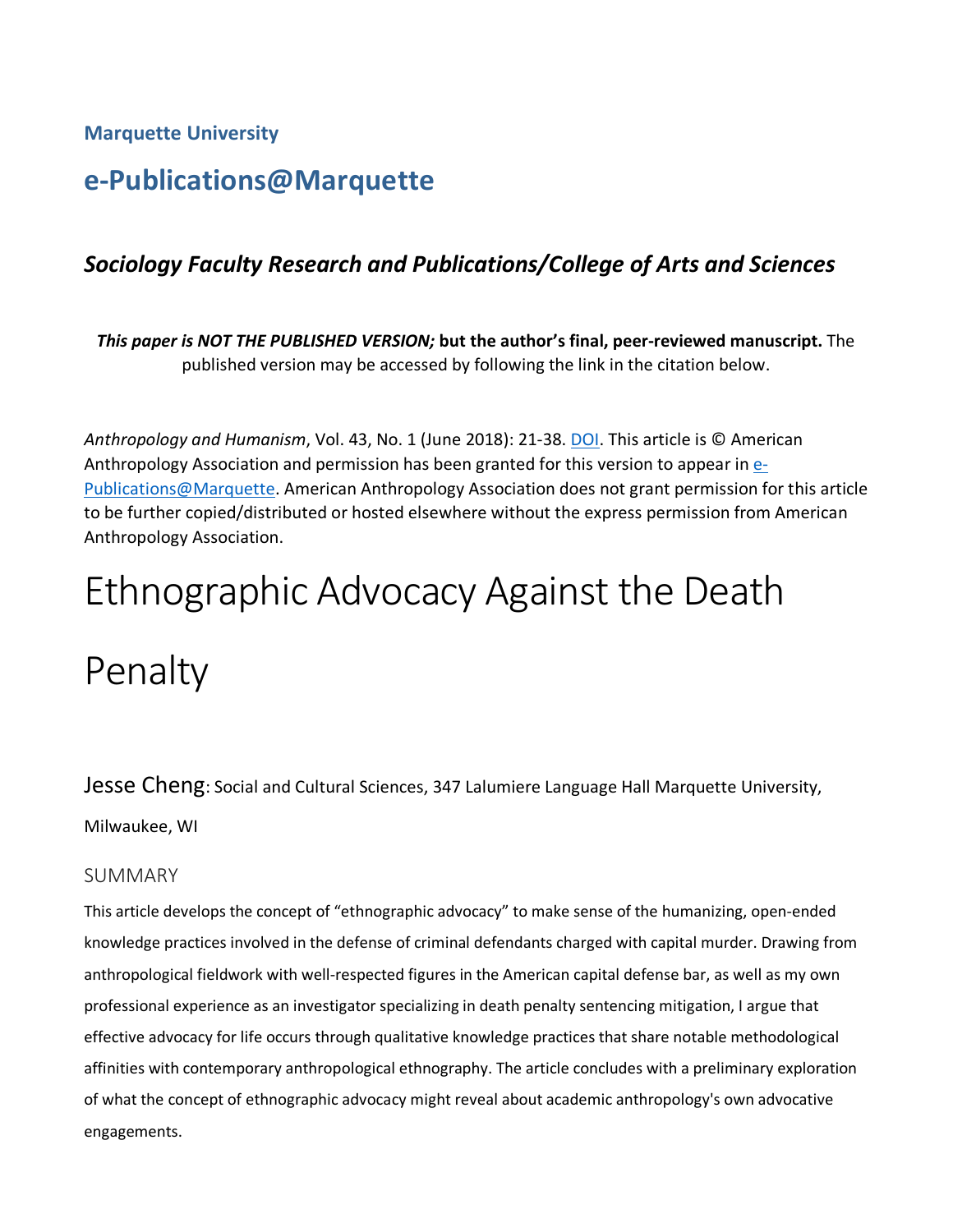**Marquette University**

## e-Publications@Marquette

### *Sociology Faculty Research and Publications/College of Arts and Sciences*

***This paper is NOT THE PUBLISHED VERSION;* but the author's final, peer-reviewed manuscript.** The published version may be accessed by following the link in the citation below.

*Anthropology and Humanism*, Vol. 43, No. 1 (June 2018): 21-38. DOI. This article is © American Anthropology Association and permission has been granted for this version to appear in e-Publications@Marquette. American Anthropology Association does not grant permission for this article to be further copied/distributed or hosted elsewhere without the express permission from American Anthropology Association.

# Ethnographic Advocacy Against the Death Penalty

Jesse Cheng: Social and Cultural Sciences, 347 Lalumiere Language Hall Marquette University, Milwaukee, WI

## SUMMARY

This article develops the concept of "ethnographic advocacy" to make sense of the humanizing, open-ended knowledge practices involved in the defense of criminal defendants charged with capital murder. Drawing from anthropological fieldwork with well-respected figures in the American capital defense bar, as well as my own professional experience as an investigator specializing in death penalty sentencing mitigation, I argue that effective advocacy for life occurs through qualitative knowledge practices that share notable methodological affinities with contemporary anthropological ethnography. The article concludes with a preliminary exploration of what the concept of ethnographic advocacy might reveal about academic anthropology's own advocative engagements.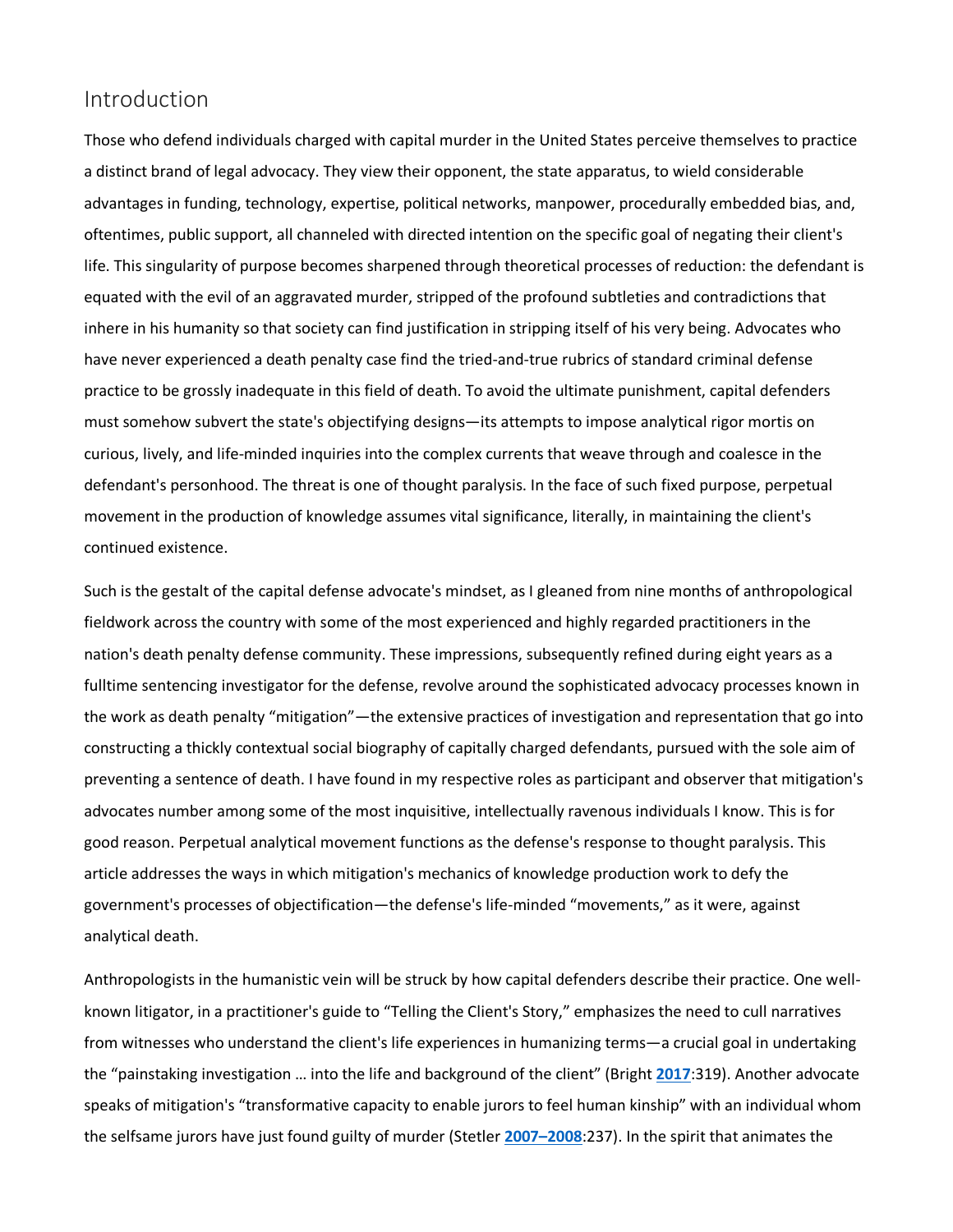## Introduction

Those who defend individuals charged with capital murder in the United States perceive themselves to practice a distinct brand of legal advocacy. They view their opponent, the state apparatus, to wield considerable advantages in funding, technology, expertise, political networks, manpower, procedurally embedded bias, and, oftentimes, public support, all channeled with directed intention on the specific goal of negating their client's life. This singularity of purpose becomes sharpened through theoretical processes of reduction: the defendant is equated with the evil of an aggravated murder, stripped of the profound subtleties and contradictions that inhere in his humanity so that society can find justification in stripping itself of his very being. Advocates who have never experienced a death penalty case find the tried-and-true rubrics of standard criminal defense practice to be grossly inadequate in this field of death. To avoid the ultimate punishment, capital defenders must somehow subvert the state's objectifying designs—its attempts to impose analytical rigor mortis on curious, lively, and life-minded inquiries into the complex currents that weave through and coalesce in the defendant's personhood. The threat is one of thought paralysis. In the face of such fixed purpose, perpetual movement in the production of knowledge assumes vital significance, literally, in maintaining the client's continued existence.

Such is the gestalt of the capital defense advocate's mindset, as I gleaned from nine months of anthropological fieldwork across the country with some of the most experienced and highly regarded practitioners in the nation's death penalty defense community. These impressions, subsequently refined during eight years as a fulltime sentencing investigator for the defense, revolve around the sophisticated advocacy processes known in the work as death penalty "mitigation"—the extensive practices of investigation and representation that go into constructing a thickly contextual social biography of capitally charged defendants, pursued with the sole aim of preventing a sentence of death. I have found in my respective roles as participant and observer that mitigation's advocates number among some of the most inquisitive, intellectually ravenous individuals I know. This is for good reason. Perpetual analytical movement functions as the defense's response to thought paralysis. This article addresses the ways in which mitigation's mechanics of knowledge production work to defy the government's processes of objectification—the defense's life-minded "movements," as it were, against analytical death.

Anthropologists in the humanistic vein will be struck by how capital defenders describe their practice. One well-known litigator, in a practitioner's guide to "Telling the Client's Story," emphasizes the need to cull narratives from witnesses who understand the client's life experiences in humanizing terms—a crucial goal in undertaking the "painstaking investigation … into the life and background of the client" (Bright **2017**:319). Another advocate speaks of mitigation's "transformative capacity to enable jurors to feel human kinship" with an individual whom the selfsame jurors have just found guilty of murder (Stetler **2007–2008**:237). In the spirit that animates the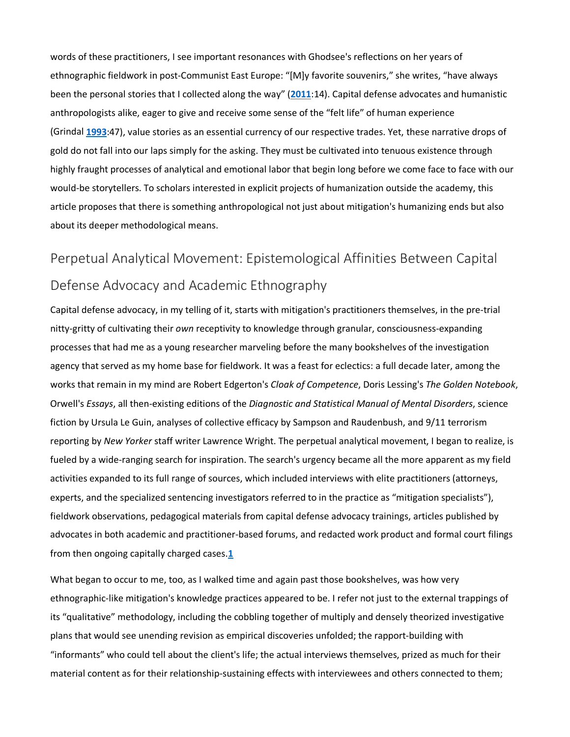words of these practitioners, I see important resonances with Ghodsee's reflections on her years of ethnographic fieldwork in post-Communist East Europe: "[M]y favorite souvenirs," she writes, "have always been the personal stories that I collected along the way" (**2011**:14). Capital defense advocates and humanistic anthropologists alike, eager to give and receive some sense of the "felt life" of human experience (Grindal **1993**:47), value stories as an essential currency of our respective trades. Yet, these narrative drops of gold do not fall into our laps simply for the asking. They must be cultivated into tenuous existence through highly fraught processes of analytical and emotional labor that begin long before we come face to face with our would-be storytellers. To scholars interested in explicit projects of humanization outside the academy, this article proposes that there is something anthropological not just about mitigation's humanizing ends but also about its deeper methodological means.

## Perpetual Analytical Movement: Epistemological Affinities Between Capital Defense Advocacy and Academic Ethnography

Capital defense advocacy, in my telling of it, starts with mitigation's practitioners themselves, in the pre-trial nitty-gritty of cultivating their *own* receptivity to knowledge through granular, consciousness-expanding processes that had me as a young researcher marveling before the many bookshelves of the investigation agency that served as my home base for fieldwork. It was a feast for eclectics: a full decade later, among the works that remain in my mind are Robert Edgerton's *Cloak of Competence*, Doris Lessing's *The Golden Notebook*, Orwell's *Essays*, all then-existing editions of the *Diagnostic and Statistical Manual of Mental Disorders*, science fiction by Ursula Le Guin, analyses of collective efficacy by Sampson and Raudenbush, and 9/11 terrorism reporting by *New Yorker* staff writer Lawrence Wright. The perpetual analytical movement, I began to realize, is fueled by a wide-ranging search for inspiration. The search's urgency became all the more apparent as my field activities expanded to its full range of sources, which included interviews with elite practitioners (attorneys, experts, and the specialized sentencing investigators referred to in the practice as "mitigation specialists"), fieldwork observations, pedagogical materials from capital defense advocacy trainings, articles published by advocates in both academic and practitioner-based forums, and redacted work product and formal court filings from then ongoing capitally charged cases.[1]

What began to occur to me, too, as I walked time and again past those bookshelves, was how very ethnographic-like mitigation's knowledge practices appeared to be. I refer not just to the external trappings of its "qualitative" methodology, including the cobbling together of multiply and densely theorized investigative plans that would see unending revision as empirical discoveries unfolded; the rapport-building with "informants" who could tell about the client's life; the actual interviews themselves, prized as much for their material content as for their relationship-sustaining effects with interviewees and others connected to them;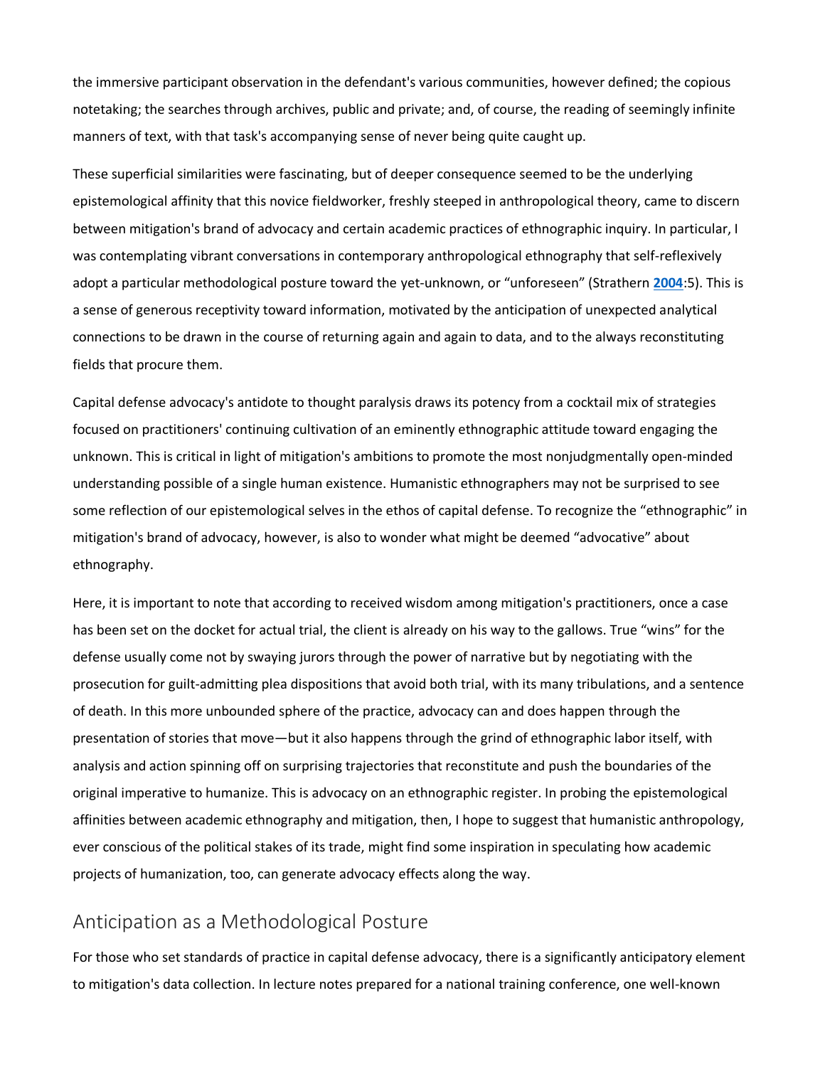the immersive participant observation in the defendant's various communities, however defined; the copious notetaking; the searches through archives, public and private; and, of course, the reading of seemingly infinite manners of text, with that task's accompanying sense of never being quite caught up.

These superficial similarities were fascinating, but of deeper consequence seemed to be the underlying epistemological affinity that this novice fieldworker, freshly steeped in anthropological theory, came to discern between mitigation's brand of advocacy and certain academic practices of ethnographic inquiry. In particular, I was contemplating vibrant conversations in contemporary anthropological ethnography that self-reflexively adopt a particular methodological posture toward the yet-unknown, or "unforeseen" (Strathern 2004:5). This is a sense of generous receptivity toward information, motivated by the anticipation of unexpected analytical connections to be drawn in the course of returning again and again to data, and to the always reconstituting fields that procure them.

Capital defense advocacy's antidote to thought paralysis draws its potency from a cocktail mix of strategies focused on practitioners' continuing cultivation of an eminently ethnographic attitude toward engaging the unknown. This is critical in light of mitigation's ambitions to promote the most nonjudgmentally open-minded understanding possible of a single human existence. Humanistic ethnographers may not be surprised to see some reflection of our epistemological selves in the ethos of capital defense. To recognize the "ethnographic" in mitigation's brand of advocacy, however, is also to wonder what might be deemed "advocative" about ethnography.

Here, it is important to note that according to received wisdom among mitigation's practitioners, once a case has been set on the docket for actual trial, the client is already on his way to the gallows. True "wins" for the defense usually come not by swaying jurors through the power of narrative but by negotiating with the prosecution for guilt-admitting plea dispositions that avoid both trial, with its many tribulations, and a sentence of death. In this more unbounded sphere of the practice, advocacy can and does happen through the presentation of stories that move—but it also happens through the grind of ethnographic labor itself, with analysis and action spinning off on surprising trajectories that reconstitute and push the boundaries of the original imperative to humanize. This is advocacy on an ethnographic register. In probing the epistemological affinities between academic ethnography and mitigation, then, I hope to suggest that humanistic anthropology, ever conscious of the political stakes of its trade, might find some inspiration in speculating how academic projects of humanization, too, can generate advocacy effects along the way.

## Anticipation as a Methodological Posture

For those who set standards of practice in capital defense advocacy, there is a significantly anticipatory element to mitigation's data collection. In lecture notes prepared for a national training conference, one well-known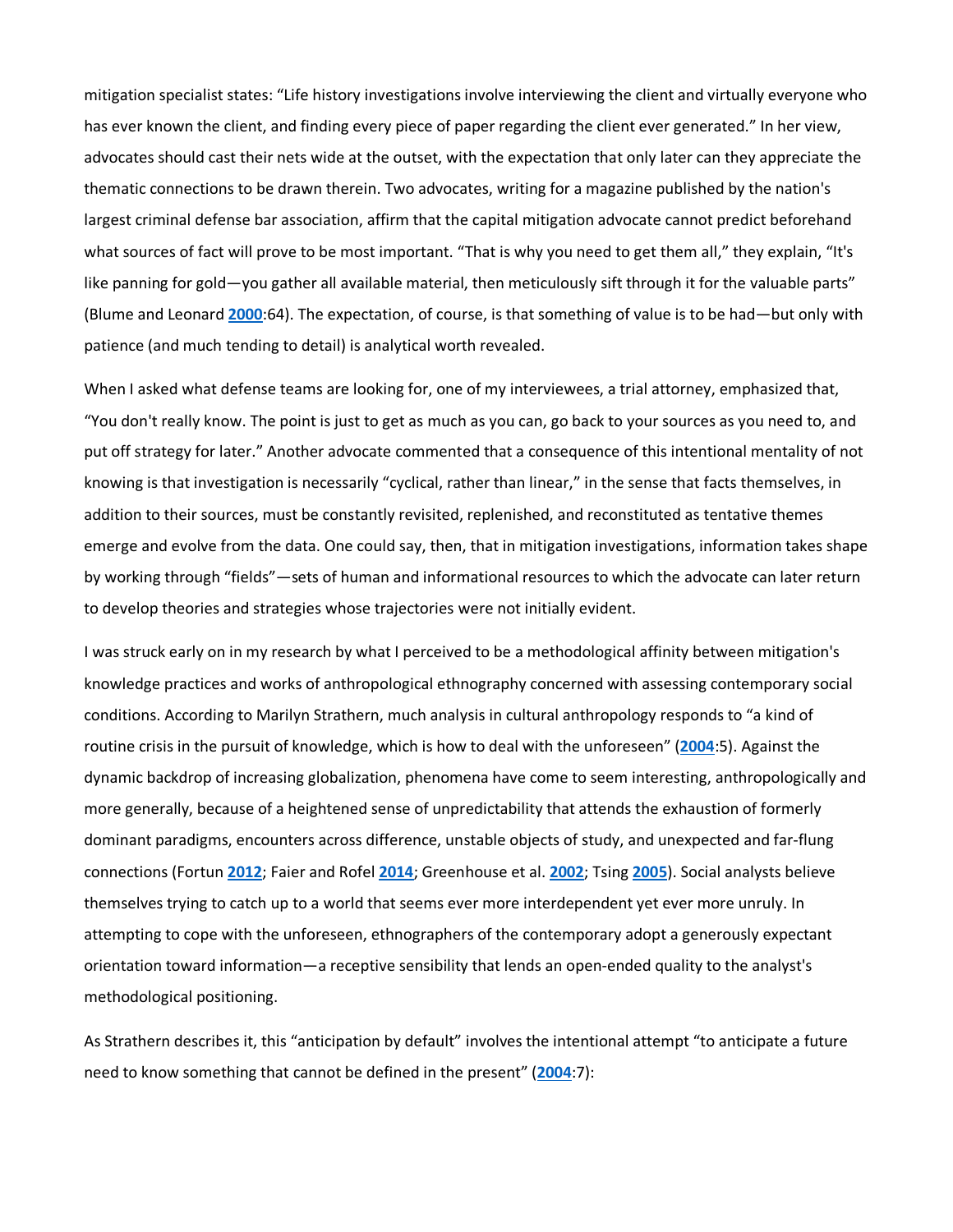mitigation specialist states: “Life history investigations involve interviewing the client and virtually everyone who has ever known the client, and finding every piece of paper regarding the client ever generated.” In her view, advocates should cast their nets wide at the outset, with the expectation that only later can they appreciate the thematic connections to be drawn therein. Two advocates, writing for a magazine published by the nation's largest criminal defense bar association, affirm that the capital mitigation advocate cannot predict beforehand what sources of fact will prove to be most important. “That is why you need to get them all,” they explain, “It's like panning for gold—you gather all available material, then meticulously sift through it for the valuable parts” (Blume and Leonard **2000**:64). The expectation, of course, is that something of value is to be had—but only with patience (and much tending to detail) is analytical worth revealed.

When I asked what defense teams are looking for, one of my interviewees, a trial attorney, emphasized that, “You don't really know. The point is just to get as much as you can, go back to your sources as you need to, and put off strategy for later.” Another advocate commented that a consequence of this intentional mentality of not knowing is that investigation is necessarily “cyclical, rather than linear,” in the sense that facts themselves, in addition to their sources, must be constantly revisited, replenished, and reconstituted as tentative themes emerge and evolve from the data. One could say, then, that in mitigation investigations, information takes shape by working through “fields”—sets of human and informational resources to which the advocate can later return to develop theories and strategies whose trajectories were not initially evident.

I was struck early on in my research by what I perceived to be a methodological affinity between mitigation's knowledge practices and works of anthropological ethnography concerned with assessing contemporary social conditions. According to Marilyn Strathern, much analysis in cultural anthropology responds to “a kind of routine crisis in the pursuit of knowledge, which is how to deal with the unforeseen” (**2004**:5). Against the dynamic backdrop of increasing globalization, phenomena have come to seem interesting, anthropologically and more generally, because of a heightened sense of unpredictability that attends the exhaustion of formerly dominant paradigms, encounters across difference, unstable objects of study, and unexpected and far-flung connections (Fortun **2012**; Faier and Rofel **2014**; Greenhouse et al. **2002**; Tsing **2005**). Social analysts believe themselves trying to catch up to a world that seems ever more interdependent yet ever more unruly. In attempting to cope with the unforeseen, ethnographers of the contemporary adopt a generously expectant orientation toward information—a receptive sensibility that lends an open-ended quality to the analyst's methodological positioning.

As Strathern describes it, this “anticipation by default” involves the intentional attempt “to anticipate a future need to know something that cannot be defined in the present” (**2004**:7):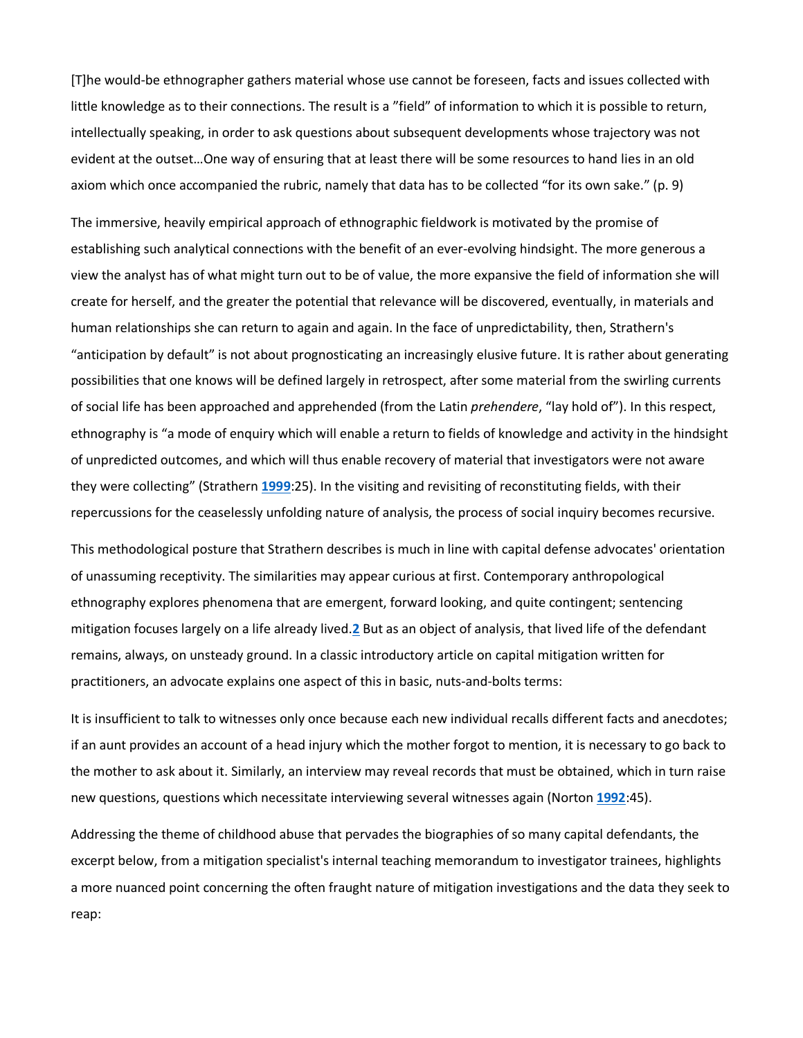[T]he would-be ethnographer gathers material whose use cannot be foreseen, facts and issues collected with little knowledge as to their connections. The result is a ”field” of information to which it is possible to return, intellectually speaking, in order to ask questions about subsequent developments whose trajectory was not evident at the outset…One way of ensuring that at least there will be some resources to hand lies in an old axiom which once accompanied the rubric, namely that data has to be collected “for its own sake.” (p. 9)

The immersive, heavily empirical approach of ethnographic fieldwork is motivated by the promise of establishing such analytical connections with the benefit of an ever-evolving hindsight. The more generous a view the analyst has of what might turn out to be of value, the more expansive the field of information she will create for herself, and the greater the potential that relevance will be discovered, eventually, in materials and human relationships she can return to again and again. In the face of unpredictability, then, Strathern's “anticipation by default” is not about prognosticating an increasingly elusive future. It is rather about generating possibilities that one knows will be defined largely in retrospect, after some material from the swirling currents of social life has been approached and apprehended (from the Latin *prehendere*, “lay hold of”). In this respect, ethnography is “a mode of enquiry which will enable a return to fields of knowledge and activity in the hindsight of unpredicted outcomes, and which will thus enable recovery of material that investigators were not aware they were collecting” (Strathern **1999**:25). In the visiting and revisiting of reconstituting fields, with their repercussions for the ceaselessly unfolding nature of analysis, the process of social inquiry becomes recursive.

This methodological posture that Strathern describes is much in line with capital defense advocates' orientation of unassuming receptivity. The similarities may appear curious at first. Contemporary anthropological ethnography explores phenomena that are emergent, forward looking, and quite contingent; sentencing mitigation focuses largely on a life already lived.[2] But as an object of analysis, that lived life of the defendant remains, always, on unsteady ground. In a classic introductory article on capital mitigation written for practitioners, an advocate explains one aspect of this in basic, nuts-and-bolts terms:

It is insufficient to talk to witnesses only once because each new individual recalls different facts and anecdotes; if an aunt provides an account of a head injury which the mother forgot to mention, it is necessary to go back to the mother to ask about it. Similarly, an interview may reveal records that must be obtained, which in turn raise new questions, questions which necessitate interviewing several witnesses again (Norton **1992**:45).

Addressing the theme of childhood abuse that pervades the biographies of so many capital defendants, the excerpt below, from a mitigation specialist's internal teaching memorandum to investigator trainees, highlights a more nuanced point concerning the often fraught nature of mitigation investigations and the data they seek to reap: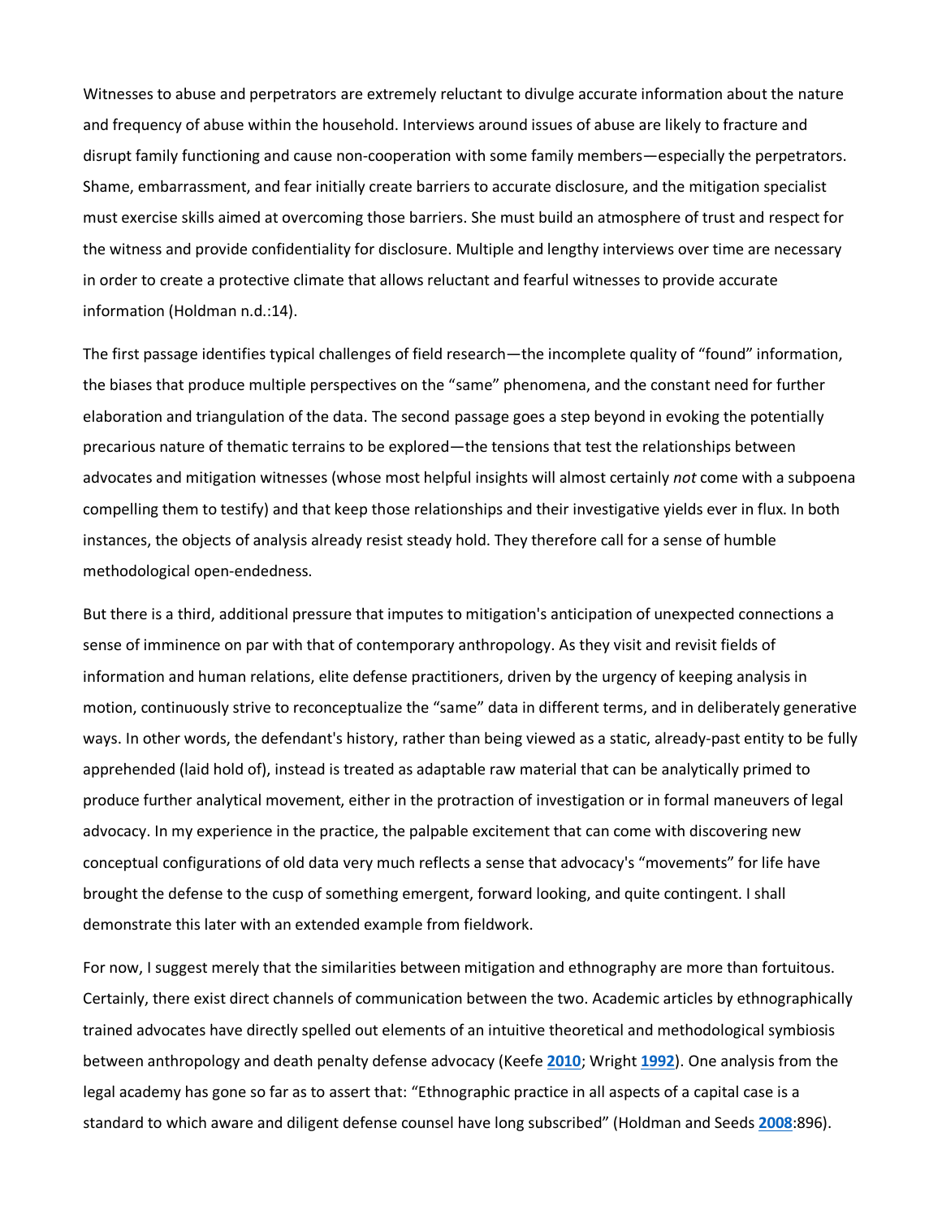Witnesses to abuse and perpetrators are extremely reluctant to divulge accurate information about the nature and frequency of abuse within the household. Interviews around issues of abuse are likely to fracture and disrupt family functioning and cause non-cooperation with some family members—especially the perpetrators. Shame, embarrassment, and fear initially create barriers to accurate disclosure, and the mitigation specialist must exercise skills aimed at overcoming those barriers. She must build an atmosphere of trust and respect for the witness and provide confidentiality for disclosure. Multiple and lengthy interviews over time are necessary in order to create a protective climate that allows reluctant and fearful witnesses to provide accurate information (Holdman n.d.:14).

The first passage identifies typical challenges of field research—the incomplete quality of "found" information, the biases that produce multiple perspectives on the "same" phenomena, and the constant need for further elaboration and triangulation of the data. The second passage goes a step beyond in evoking the potentially precarious nature of thematic terrains to be explored—the tensions that test the relationships between advocates and mitigation witnesses (whose most helpful insights will almost certainly *not* come with a subpoena compelling them to testify) and that keep those relationships and their investigative yields ever in flux. In both instances, the objects of analysis already resist steady hold. They therefore call for a sense of humble methodological open-endedness.

But there is a third, additional pressure that imputes to mitigation's anticipation of unexpected connections a sense of imminence on par with that of contemporary anthropology. As they visit and revisit fields of information and human relations, elite defense practitioners, driven by the urgency of keeping analysis in motion, continuously strive to reconceptualize the "same" data in different terms, and in deliberately generative ways. In other words, the defendant's history, rather than being viewed as a static, already-past entity to be fully apprehended (laid hold of), instead is treated as adaptable raw material that can be analytically primed to produce further analytical movement, either in the protraction of investigation or in formal maneuvers of legal advocacy. In my experience in the practice, the palpable excitement that can come with discovering new conceptual configurations of old data very much reflects a sense that advocacy's "movements" for life have brought the defense to the cusp of something emergent, forward looking, and quite contingent. I shall demonstrate this later with an extended example from fieldwork.

For now, I suggest merely that the similarities between mitigation and ethnography are more than fortuitous. Certainly, there exist direct channels of communication between the two. Academic articles by ethnographically trained advocates have directly spelled out elements of an intuitive theoretical and methodological symbiosis between anthropology and death penalty defense advocacy (Keefe **2010**; Wright **1992**). One analysis from the legal academy has gone so far as to assert that: "Ethnographic practice in all aspects of a capital case is a standard to which aware and diligent defense counsel have long subscribed" (Holdman and Seeds **2008**:896).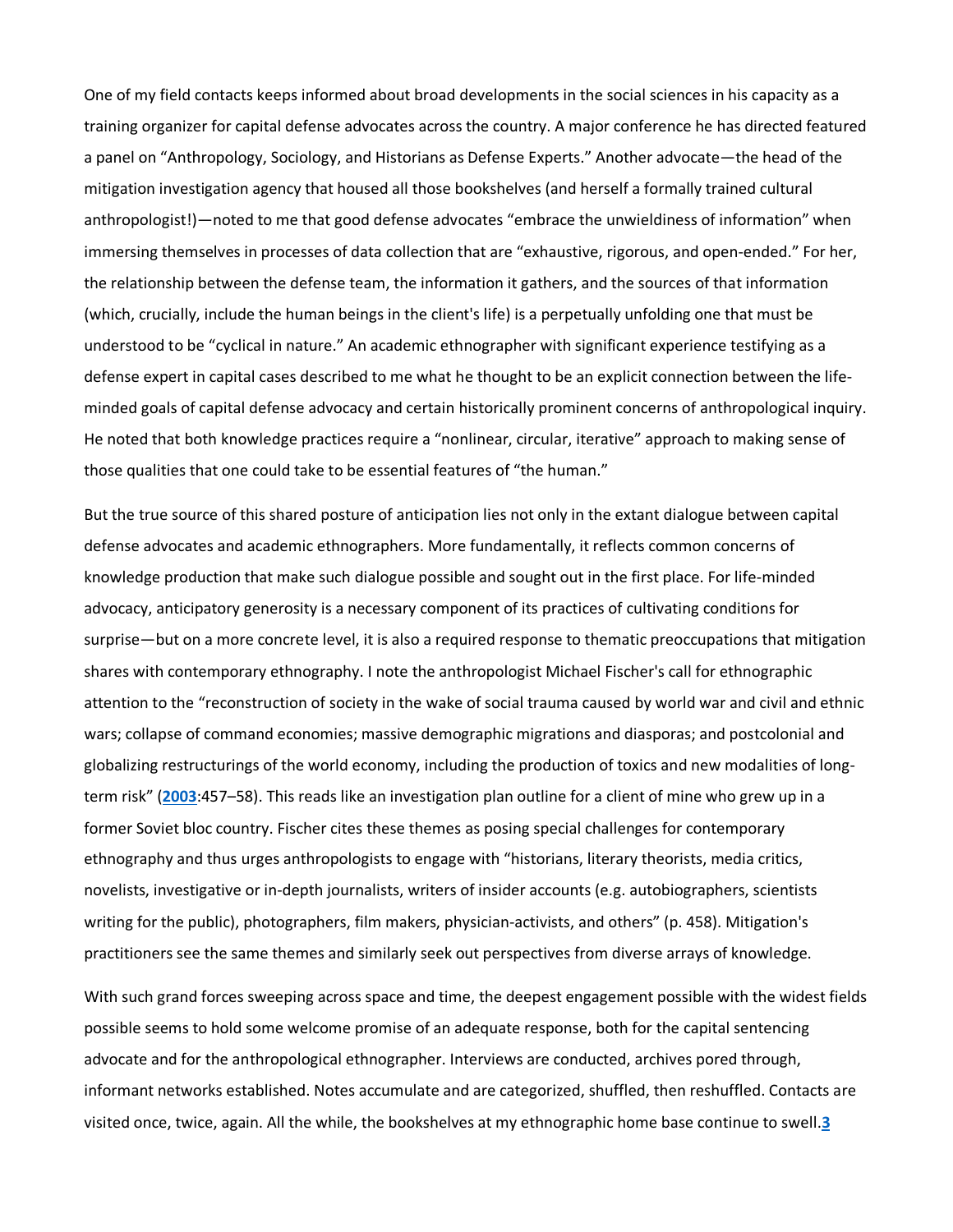One of my field contacts keeps informed about broad developments in the social sciences in his capacity as a training organizer for capital defense advocates across the country. A major conference he has directed featured a panel on "Anthropology, Sociology, and Historians as Defense Experts." Another advocate—the head of the mitigation investigation agency that housed all those bookshelves (and herself a formally trained cultural anthropologist!)—noted to me that good defense advocates "embrace the unwieldiness of information" when immersing themselves in processes of data collection that are "exhaustive, rigorous, and open-ended." For her, the relationship between the defense team, the information it gathers, and the sources of that information (which, crucially, include the human beings in the client's life) is a perpetually unfolding one that must be understood to be "cyclical in nature." An academic ethnographer with significant experience testifying as a defense expert in capital cases described to me what he thought to be an explicit connection between the life-minded goals of capital defense advocacy and certain historically prominent concerns of anthropological inquiry. He noted that both knowledge practices require a "nonlinear, circular, iterative" approach to making sense of those qualities that one could take to be essential features of "the human."

But the true source of this shared posture of anticipation lies not only in the extant dialogue between capital defense advocates and academic ethnographers. More fundamentally, it reflects common concerns of knowledge production that make such dialogue possible and sought out in the first place. For life-minded advocacy, anticipatory generosity is a necessary component of its practices of cultivating conditions for surprise—but on a more concrete level, it is also a required response to thematic preoccupations that mitigation shares with contemporary ethnography. I note the anthropologist Michael Fischer's call for ethnographic attention to the "reconstruction of society in the wake of social trauma caused by world war and civil and ethnic wars; collapse of command economies; massive demographic migrations and diasporas; and postcolonial and globalizing restructurings of the world economy, including the production of toxics and new modalities of long-term risk" (**2003**:457–58). This reads like an investigation plan outline for a client of mine who grew up in a former Soviet bloc country. Fischer cites these themes as posing special challenges for contemporary ethnography and thus urges anthropologists to engage with "historians, literary theorists, media critics, novelists, investigative or in-depth journalists, writers of insider accounts (e.g. autobiographers, scientists writing for the public), photographers, film makers, physician-activists, and others" (p. 458). Mitigation's practitioners see the same themes and similarly seek out perspectives from diverse arrays of knowledge.

With such grand forces sweeping across space and time, the deepest engagement possible with the widest fields possible seems to hold some welcome promise of an adequate response, both for the capital sentencing advocate and for the anthropological ethnographer. Interviews are conducted, archives pored through, informant networks established. Notes accumulate and are categorized, shuffled, then reshuffled. Contacts are visited once, twice, again. All the while, the bookshelves at my ethnographic home base continue to swell.[3]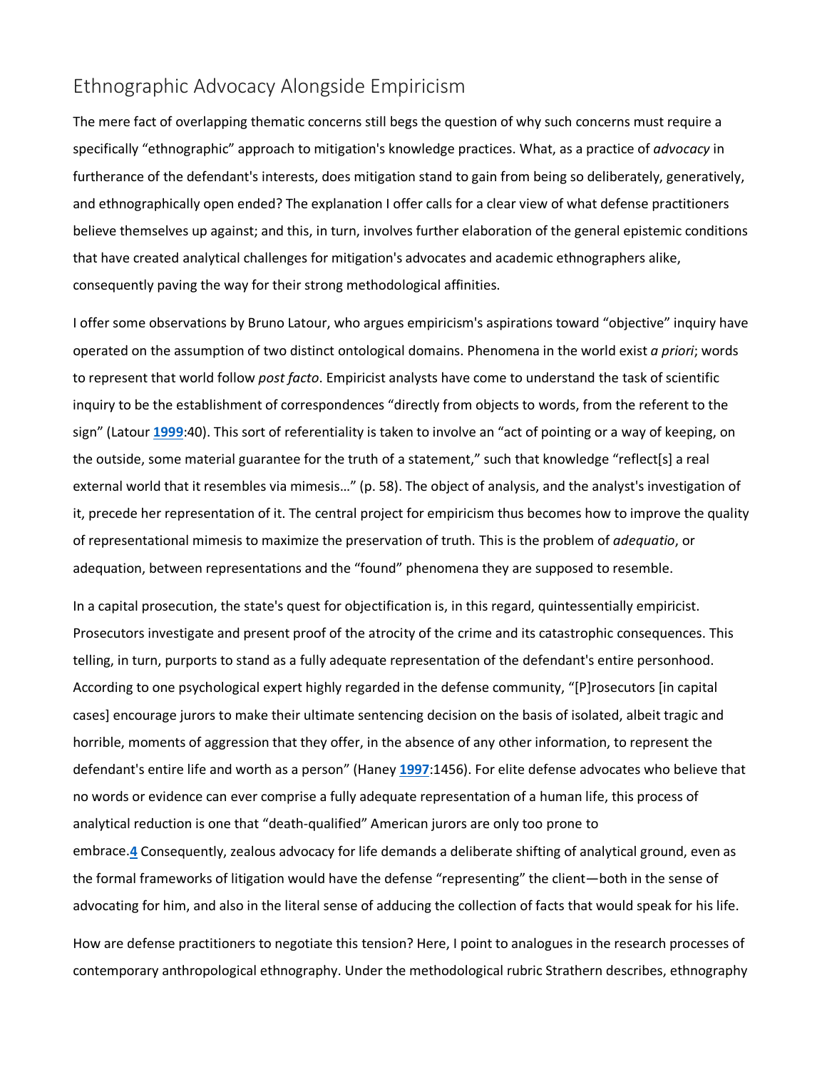## Ethnographic Advocacy Alongside Empiricism

The mere fact of overlapping thematic concerns still begs the question of why such concerns must require a specifically “ethnographic” approach to mitigation's knowledge practices. What, as a practice of *advocacy* in furtherance of the defendant's interests, does mitigation stand to gain from being so deliberately, generatively, and ethnographically open ended? The explanation I offer calls for a clear view of what defense practitioners believe themselves up against; and this, in turn, involves further elaboration of the general epistemic conditions that have created analytical challenges for mitigation's advocates and academic ethnographers alike, consequently paving the way for their strong methodological affinities.

I offer some observations by Bruno Latour, who argues empiricism's aspirations toward “objective” inquiry have operated on the assumption of two distinct ontological domains. Phenomena in the world exist *a priori*; words to represent that world follow *post facto*. Empiricist analysts have come to understand the task of scientific inquiry to be the establishment of correspondences “directly from objects to words, from the referent to the sign” (Latour **1999**:40). This sort of referentiality is taken to involve an “act of pointing or a way of keeping, on the outside, some material guarantee for the truth of a statement,” such that knowledge “reflect[s] a real external world that it resembles via mimesis…” (p. 58). The object of analysis, and the analyst's investigation of it, precede her representation of it. The central project for empiricism thus becomes how to improve the quality of representational mimesis to maximize the preservation of truth. This is the problem of *adequatio*, or adequation, between representations and the “found” phenomena they are supposed to resemble.

In a capital prosecution, the state's quest for objectification is, in this regard, quintessentially empiricist. Prosecutors investigate and present proof of the atrocity of the crime and its catastrophic consequences. This telling, in turn, purports to stand as a fully adequate representation of the defendant's entire personhood. According to one psychological expert highly regarded in the defense community, “[P]rosecutors [in capital cases] encourage jurors to make their ultimate sentencing decision on the basis of isolated, albeit tragic and horrible, moments of aggression that they offer, in the absence of any other information, to represent the defendant's entire life and worth as a person” (Haney **1997**:1456). For elite defense advocates who believe that no words or evidence can ever comprise a fully adequate representation of a human life, this process of analytical reduction is one that “death-qualified” American jurors are only too prone to embrace.[4] Consequently, zealous advocacy for life demands a deliberate shifting of analytical ground, even as the formal frameworks of litigation would have the defense “representing” the client—both in the sense of advocating for him, and also in the literal sense of adducing the collection of facts that would speak for his life.

How are defense practitioners to negotiate this tension? Here, I point to analogues in the research processes of contemporary anthropological ethnography. Under the methodological rubric Strathern describes, ethnography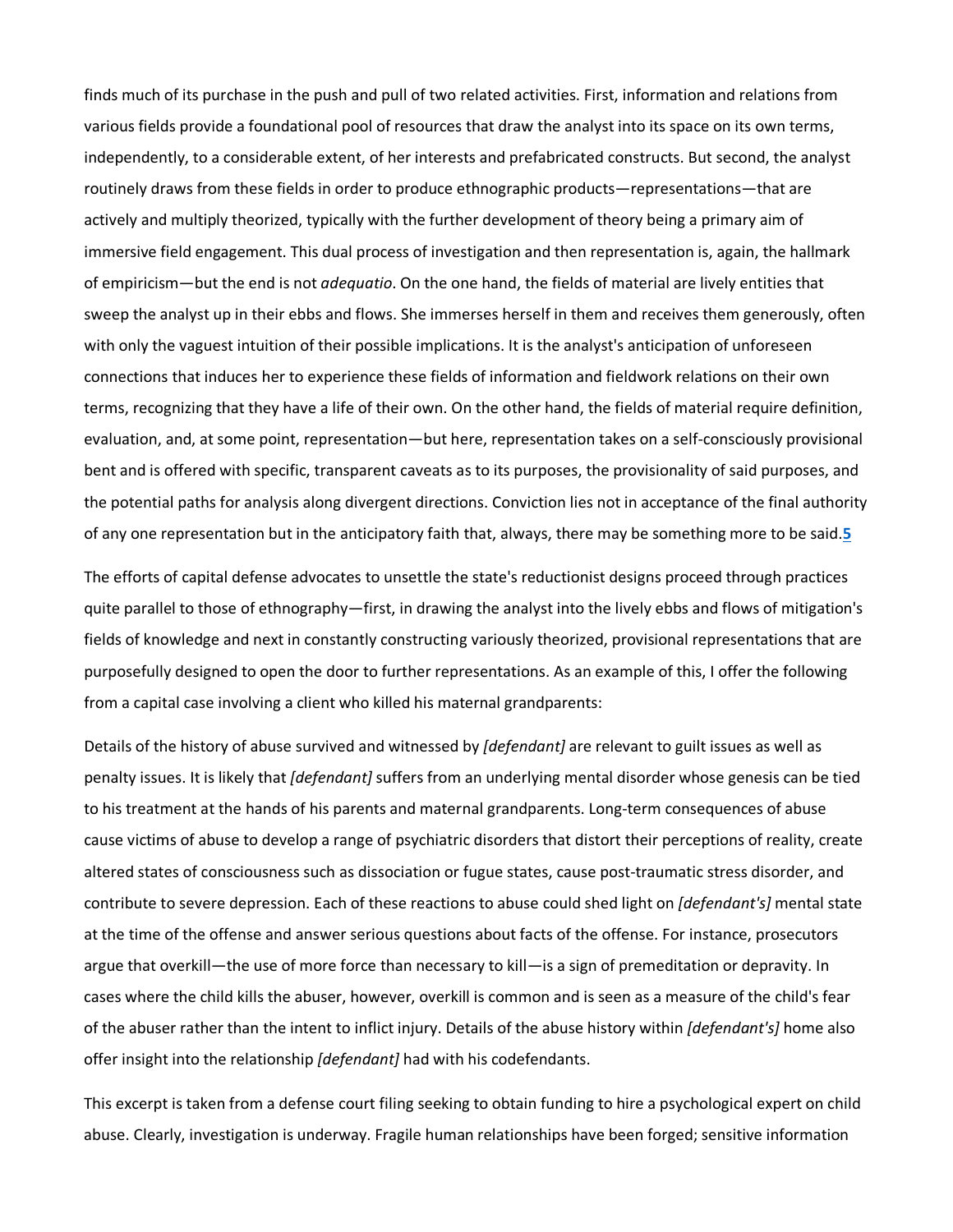finds much of its purchase in the push and pull of two related activities. First, information and relations from various fields provide a foundational pool of resources that draw the analyst into its space on its own terms, independently, to a considerable extent, of her interests and prefabricated constructs. But second, the analyst routinely draws from these fields in order to produce ethnographic products—representations—that are actively and multiply theorized, typically with the further development of theory being a primary aim of immersive field engagement. This dual process of investigation and then representation is, again, the hallmark of empiricism—but the end is not *adequatio*. On the one hand, the fields of material are lively entities that sweep the analyst up in their ebbs and flows. She immerses herself in them and receives them generously, often with only the vaguest intuition of their possible implications. It is the analyst's anticipation of unforeseen connections that induces her to experience these fields of information and fieldwork relations on their own terms, recognizing that they have a life of their own. On the other hand, the fields of material require definition, evaluation, and, at some point, representation—but here, representation takes on a self-consciously provisional bent and is offered with specific, transparent caveats as to its purposes, the provisionality of said purposes, and the potential paths for analysis along divergent directions. Conviction lies not in acceptance of the final authority of any one representation but in the anticipatory faith that, always, there may be something more to be said.[5]

The efforts of capital defense advocates to unsettle the state's reductionist designs proceed through practices quite parallel to those of ethnography—first, in drawing the analyst into the lively ebbs and flows of mitigation's fields of knowledge and next in constantly constructing variously theorized, provisional representations that are purposefully designed to open the door to further representations. As an example of this, I offer the following from a capital case involving a client who killed his maternal grandparents:

Details of the history of abuse survived and witnessed by *[defendant]* are relevant to guilt issues as well as penalty issues. It is likely that *[defendant]* suffers from an underlying mental disorder whose genesis can be tied to his treatment at the hands of his parents and maternal grandparents. Long-term consequences of abuse cause victims of abuse to develop a range of psychiatric disorders that distort their perceptions of reality, create altered states of consciousness such as dissociation or fugue states, cause post-traumatic stress disorder, and contribute to severe depression. Each of these reactions to abuse could shed light on *[defendant's]* mental state at the time of the offense and answer serious questions about facts of the offense. For instance, prosecutors argue that overkill—the use of more force than necessary to kill—is a sign of premeditation or depravity. In cases where the child kills the abuser, however, overkill is common and is seen as a measure of the child's fear of the abuser rather than the intent to inflict injury. Details of the abuse history within *[defendant's]* home also offer insight into the relationship *[defendant]* had with his codefendants.

This excerpt is taken from a defense court filing seeking to obtain funding to hire a psychological expert on child abuse. Clearly, investigation is underway. Fragile human relationships have been forged; sensitive information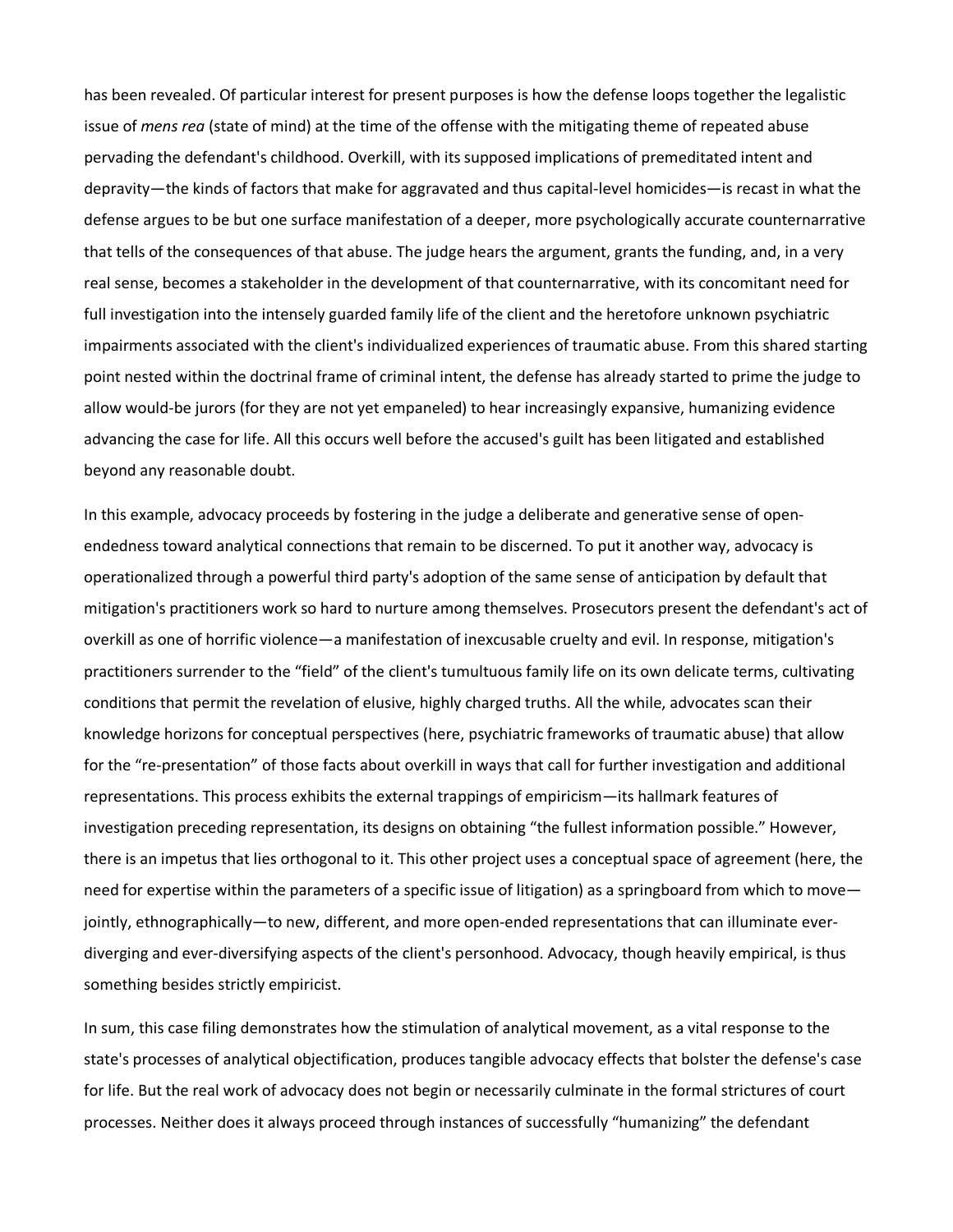has been revealed. Of particular interest for present purposes is how the defense loops together the legalistic issue of *mens rea* (state of mind) at the time of the offense with the mitigating theme of repeated abuse pervading the defendant's childhood. Overkill, with its supposed implications of premeditated intent and depravity—the kinds of factors that make for aggravated and thus capital-level homicides—is recast in what the defense argues to be but one surface manifestation of a deeper, more psychologically accurate counternarrative that tells of the consequences of that abuse. The judge hears the argument, grants the funding, and, in a very real sense, becomes a stakeholder in the development of that counternarrative, with its concomitant need for full investigation into the intensely guarded family life of the client and the heretofore unknown psychiatric impairments associated with the client's individualized experiences of traumatic abuse. From this shared starting point nested within the doctrinal frame of criminal intent, the defense has already started to prime the judge to allow would-be jurors (for they are not yet empaneled) to hear increasingly expansive, humanizing evidence advancing the case for life. All this occurs well before the accused's guilt has been litigated and established beyond any reasonable doubt.

In this example, advocacy proceeds by fostering in the judge a deliberate and generative sense of open-endedness toward analytical connections that remain to be discerned. To put it another way, advocacy is operationalized through a powerful third party's adoption of the same sense of anticipation by default that mitigation's practitioners work so hard to nurture among themselves. Prosecutors present the defendant's act of overkill as one of horrific violence—a manifestation of inexcusable cruelty and evil. In response, mitigation's practitioners surrender to the "field" of the client's tumultuous family life on its own delicate terms, cultivating conditions that permit the revelation of elusive, highly charged truths. All the while, advocates scan their knowledge horizons for conceptual perspectives (here, psychiatric frameworks of traumatic abuse) that allow for the "re-presentation" of those facts about overkill in ways that call for further investigation and additional representations. This process exhibits the external trappings of empiricism—its hallmark features of investigation preceding representation, its designs on obtaining "the fullest information possible." However, there is an impetus that lies orthogonal to it. This other project uses a conceptual space of agreement (here, the need for expertise within the parameters of a specific issue of litigation) as a springboard from which to move—jointly, ethnographically—to new, different, and more open-ended representations that can illuminate ever-diverging and ever-diversifying aspects of the client's personhood. Advocacy, though heavily empirical, is thus something besides strictly empiricist.

In sum, this case filing demonstrates how the stimulation of analytical movement, as a vital response to the state's processes of analytical objectification, produces tangible advocacy effects that bolster the defense's case for life. But the real work of advocacy does not begin or necessarily culminate in the formal strictures of court processes. Neither does it always proceed through instances of successfully "humanizing" the defendant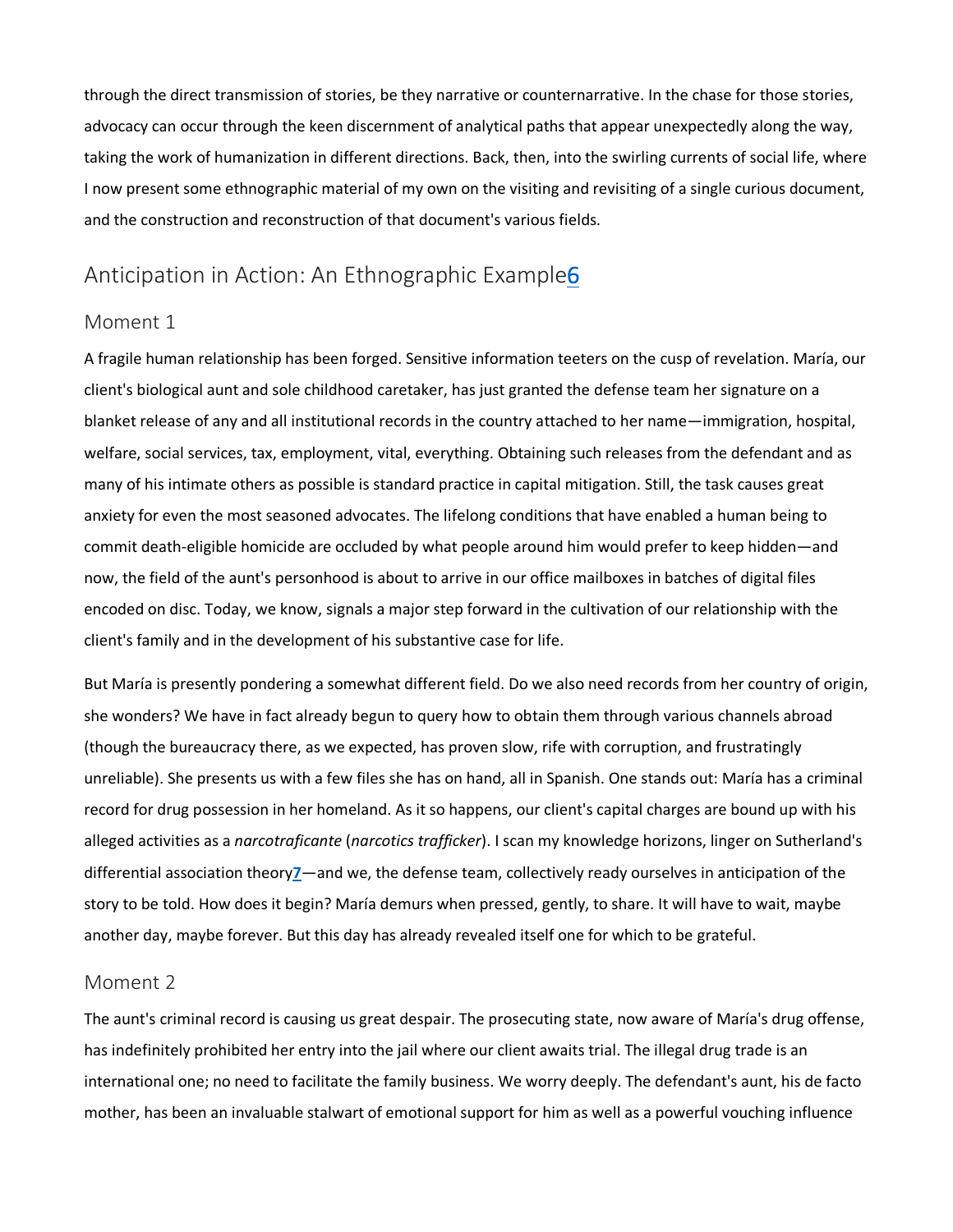through the direct transmission of stories, be they narrative or counternarrative. In the chase for those stories, advocacy can occur through the keen discernment of analytical paths that appear unexpectedly along the way, taking the work of humanization in different directions. Back, then, into the swirling currents of social life, where I now present some ethnographic material of my own on the visiting and revisiting of a single curious document, and the construction and reconstruction of that document's various fields.

## Anticipation in Action: An Ethnographic Example[6]

### Moment 1

A fragile human relationship has been forged. Sensitive information teeters on the cusp of revelation. María, our client's biological aunt and sole childhood caretaker, has just granted the defense team her signature on a blanket release of any and all institutional records in the country attached to her name—immigration, hospital, welfare, social services, tax, employment, vital, everything. Obtaining such releases from the defendant and as many of his intimate others as possible is standard practice in capital mitigation. Still, the task causes great anxiety for even the most seasoned advocates. The lifelong conditions that have enabled a human being to commit death-eligible homicide are occluded by what people around him would prefer to keep hidden—and now, the field of the aunt's personhood is about to arrive in our office mailboxes in batches of digital files encoded on disc. Today, we know, signals a major step forward in the cultivation of our relationship with the client's family and in the development of his substantive case for life.

But María is presently pondering a somewhat different field. Do we also need records from her country of origin, she wonders? We have in fact already begun to query how to obtain them through various channels abroad (though the bureaucracy there, as we expected, has proven slow, rife with corruption, and frustratingly unreliable). She presents us with a few files she has on hand, all in Spanish. One stands out: María has a criminal record for drug possession in her homeland. As it so happens, our client's capital charges are bound up with his alleged activities as a *narcotraficante* (*narcotics trafficker*). I scan my knowledge horizons, linger on Sutherland's differential association theory[7]—and we, the defense team, collectively ready ourselves in anticipation of the story to be told. How does it begin? María demurs when pressed, gently, to share. It will have to wait, maybe another day, maybe forever. But this day has already revealed itself one for which to be grateful.

### Moment 2

The aunt's criminal record is causing us great despair. The prosecuting state, now aware of María's drug offense, has indefinitely prohibited her entry into the jail where our client awaits trial. The illegal drug trade is an international one; no need to facilitate the family business. We worry deeply. The defendant's aunt, his de facto mother, has been an invaluable stalwart of emotional support for him as well as a powerful vouching influence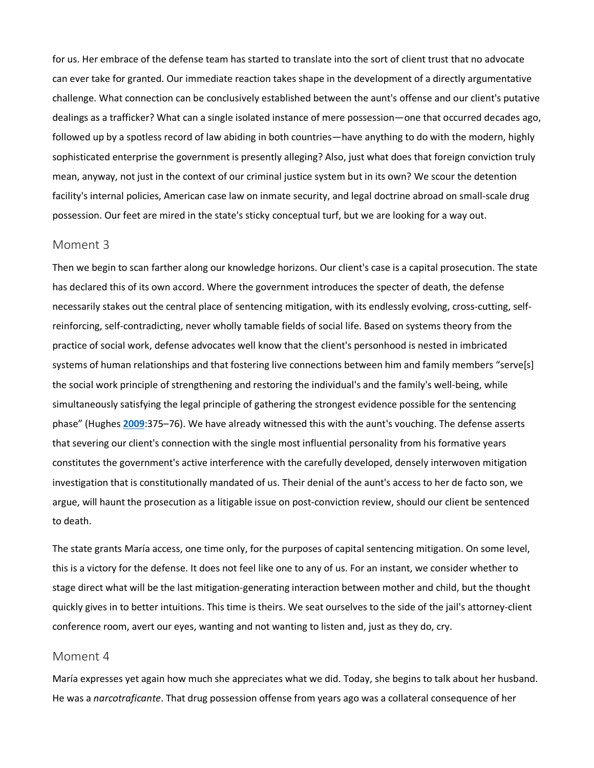for us. Her embrace of the defense team has started to translate into the sort of client trust that no advocate can ever take for granted. Our immediate reaction takes shape in the development of a directly argumentative challenge. What connection can be conclusively established between the aunt's offense and our client's putative dealings as a trafficker? What can a single isolated instance of mere possession—one that occurred decades ago, followed up by a spotless record of law abiding in both countries—have anything to do with the modern, highly sophisticated enterprise the government is presently alleging? Also, just what does that foreign conviction truly mean, anyway, not just in the context of our criminal justice system but in its own? We scour the detention facility's internal policies, American case law on inmate security, and legal doctrine abroad on small-scale drug possession. Our feet are mired in the state's sticky conceptual turf, but we are looking for a way out.

## Moment 3

Then we begin to scan farther along our knowledge horizons. Our client's case is a capital prosecution. The state has declared this of its own accord. Where the government introduces the specter of death, the defense necessarily stakes out the central place of sentencing mitigation, with its endlessly evolving, cross-cutting, self-reinforcing, self-contradicting, never wholly tamable fields of social life. Based on systems theory from the practice of social work, defense advocates well know that the client's personhood is nested in imbricated systems of human relationships and that fostering live connections between him and family members "serve[s] the social work principle of strengthening and restoring the individual's and the family's well-being, while simultaneously satisfying the legal principle of gathering the strongest evidence possible for the sentencing phase" (Hughes **2009**:375–76). We have already witnessed this with the aunt's vouching. The defense asserts that severing our client's connection with the single most influential personality from his formative years constitutes the government's active interference with the carefully developed, densely interwoven mitigation investigation that is constitutionally mandated of us. Their denial of the aunt's access to her de facto son, we argue, will haunt the prosecution as a litigable issue on post-conviction review, should our client be sentenced to death.

The state grants María access, one time only, for the purposes of capital sentencing mitigation. On some level, this is a victory for the defense. It does not feel like one to any of us. For an instant, we consider whether to stage direct what will be the last mitigation-generating interaction between mother and child, but the thought quickly gives in to better intuitions. This time is theirs. We seat ourselves to the side of the jail's attorney-client conference room, avert our eyes, wanting and not wanting to listen and, just as they do, cry.

## Moment 4

María expresses yet again how much she appreciates what we did. Today, she begins to talk about her husband. He was a *narcotraficante*. That drug possession offense from years ago was a collateral consequence of her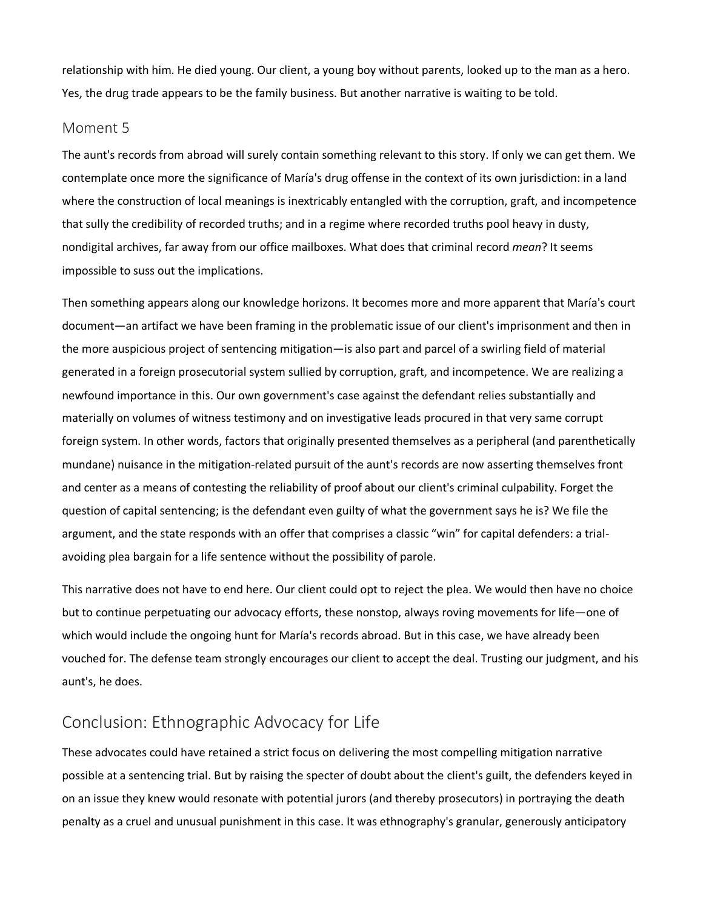relationship with him. He died young. Our client, a young boy without parents, looked up to the man as a hero. Yes, the drug trade appears to be the family business. But another narrative is waiting to be told.

### Moment 5

The aunt's records from abroad will surely contain something relevant to this story. If only we can get them. We contemplate once more the significance of María's drug offense in the context of its own jurisdiction: in a land where the construction of local meanings is inextricably entangled with the corruption, graft, and incompetence that sully the credibility of recorded truths; and in a regime where recorded truths pool heavy in dusty, nondigital archives, far away from our office mailboxes. What does that criminal record *mean*? It seems impossible to suss out the implications.

Then something appears along our knowledge horizons. It becomes more and more apparent that María's court document—an artifact we have been framing in the problematic issue of our client's imprisonment and then in the more auspicious project of sentencing mitigation—is also part and parcel of a swirling field of material generated in a foreign prosecutorial system sullied by corruption, graft, and incompetence. We are realizing a newfound importance in this. Our own government's case against the defendant relies substantially and materially on volumes of witness testimony and on investigative leads procured in that very same corrupt foreign system. In other words, factors that originally presented themselves as a peripheral (and parenthetically mundane) nuisance in the mitigation-related pursuit of the aunt's records are now asserting themselves front and center as a means of contesting the reliability of proof about our client's criminal culpability. Forget the question of capital sentencing; is the defendant even guilty of what the government says he is? We file the argument, and the state responds with an offer that comprises a classic "win" for capital defenders: a trial-avoiding plea bargain for a life sentence without the possibility of parole.

This narrative does not have to end here. Our client could opt to reject the plea. We would then have no choice but to continue perpetuating our advocacy efforts, these nonstop, always roving movements for life—one of which would include the ongoing hunt for María's records abroad. But in this case, we have already been vouched for. The defense team strongly encourages our client to accept the deal. Trusting our judgment, and his aunt's, he does.

## Conclusion: Ethnographic Advocacy for Life

These advocates could have retained a strict focus on delivering the most compelling mitigation narrative possible at a sentencing trial. But by raising the specter of doubt about the client's guilt, the defenders keyed in on an issue they knew would resonate with potential jurors (and thereby prosecutors) in portraying the death penalty as a cruel and unusual punishment in this case. It was ethnography's granular, generously anticipatory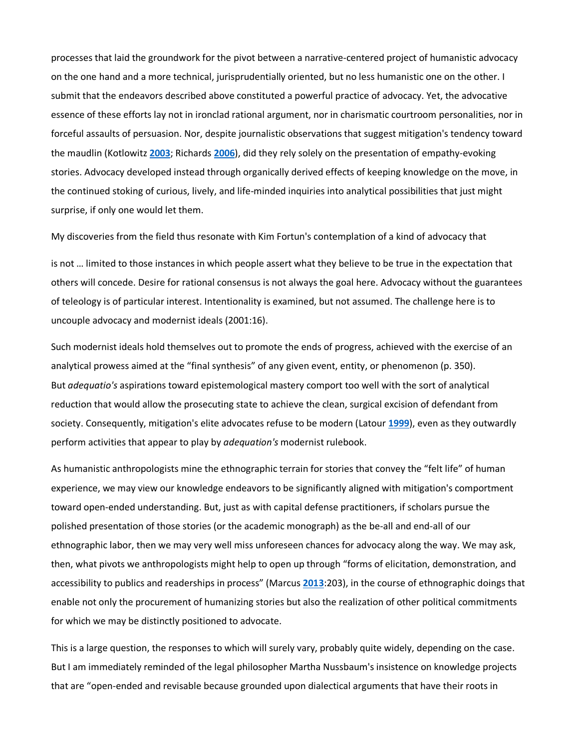processes that laid the groundwork for the pivot between a narrative-centered project of humanistic advocacy on the one hand and a more technical, jurisprudentially oriented, but no less humanistic one on the other. I submit that the endeavors described above constituted a powerful practice of advocacy. Yet, the advocative essence of these efforts lay not in ironclad rational argument, nor in charismatic courtroom personalities, nor in forceful assaults of persuasion. Nor, despite journalistic observations that suggest mitigation's tendency toward the maudlin (Kotlowitz **2003**; Richards **2006**), did they rely solely on the presentation of empathy-evoking stories. Advocacy developed instead through organically derived effects of keeping knowledge on the move, in the continued stoking of curious, lively, and life-minded inquiries into analytical possibilities that just might surprise, if only one would let them.

My discoveries from the field thus resonate with Kim Fortun's contemplation of a kind of advocacy that

is not … limited to those instances in which people assert what they believe to be true in the expectation that others will concede. Desire for rational consensus is not always the goal here. Advocacy without the guarantees of teleology is of particular interest. Intentionality is examined, but not assumed. The challenge here is to uncouple advocacy and modernist ideals (2001:16).

Such modernist ideals hold themselves out to promote the ends of progress, achieved with the exercise of an analytical prowess aimed at the "final synthesis" of any given event, entity, or phenomenon (p. 350). But *adequatio's* aspirations toward epistemological mastery comport too well with the sort of analytical reduction that would allow the prosecuting state to achieve the clean, surgical excision of defendant from society. Consequently, mitigation's elite advocates refuse to be modern (Latour **1999**), even as they outwardly perform activities that appear to play by *adequation's* modernist rulebook.

As humanistic anthropologists mine the ethnographic terrain for stories that convey the "felt life" of human experience, we may view our knowledge endeavors to be significantly aligned with mitigation's comportment toward open-ended understanding. But, just as with capital defense practitioners, if scholars pursue the polished presentation of those stories (or the academic monograph) as the be-all and end-all of our ethnographic labor, then we may very well miss unforeseen chances for advocacy along the way. We may ask, then, what pivots we anthropologists might help to open up through "forms of elicitation, demonstration, and accessibility to publics and readerships in process" (Marcus **2013**:203), in the course of ethnographic doings that enable not only the procurement of humanizing stories but also the realization of other political commitments for which we may be distinctly positioned to advocate.

This is a large question, the responses to which will surely vary, probably quite widely, depending on the case. But I am immediately reminded of the legal philosopher Martha Nussbaum's insistence on knowledge projects that are "open-ended and revisable because grounded upon dialectical arguments that have their roots in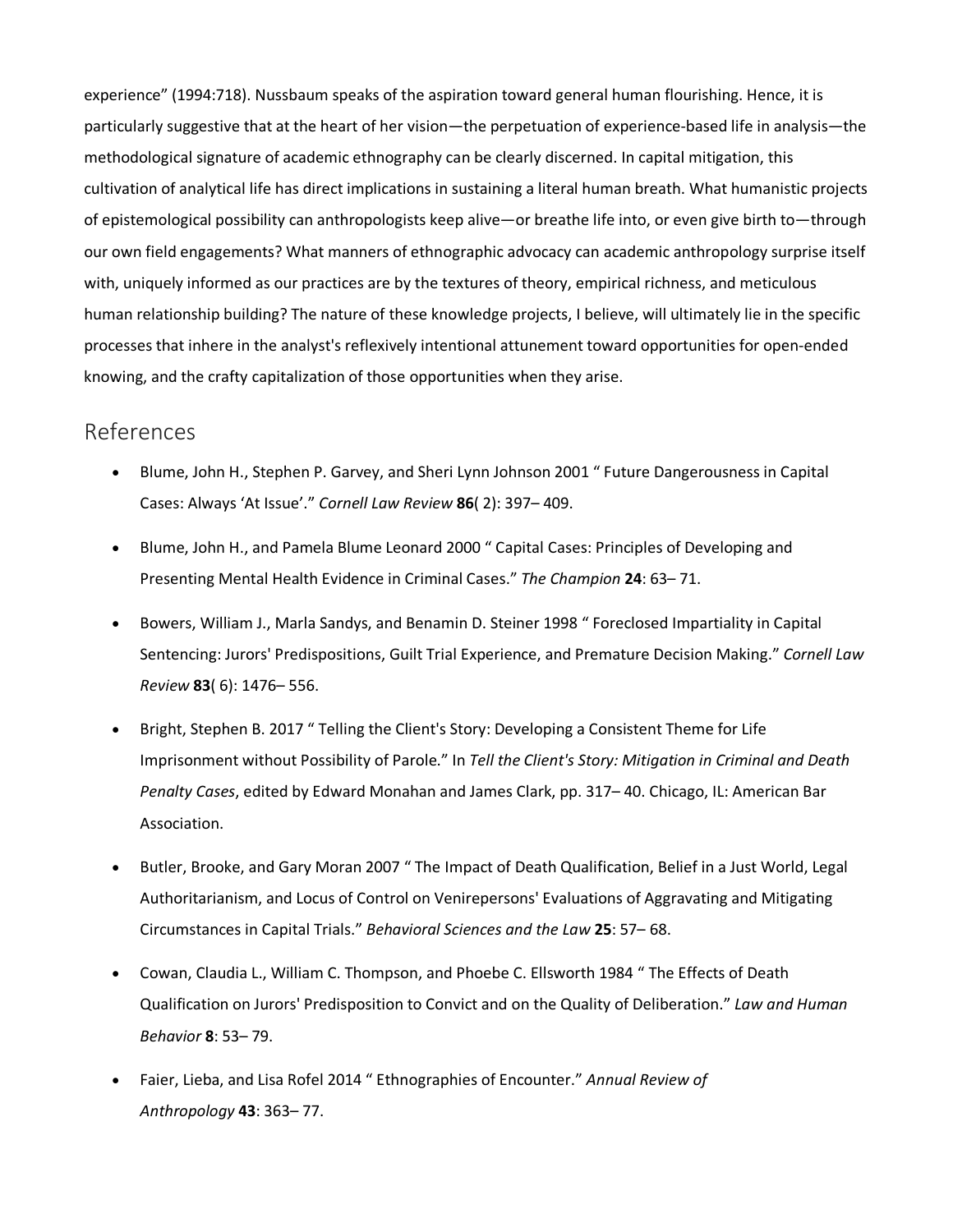experience" (1994:718). Nussbaum speaks of the aspiration toward general human flourishing. Hence, it is particularly suggestive that at the heart of her vision—the perpetuation of experience-based life in analysis—the methodological signature of academic ethnography can be clearly discerned. In capital mitigation, this cultivation of analytical life has direct implications in sustaining a literal human breath. What humanistic projects of epistemological possibility can anthropologists keep alive—or breathe life into, or even give birth to—through our own field engagements? What manners of ethnographic advocacy can academic anthropology surprise itself with, uniquely informed as our practices are by the textures of theory, empirical richness, and meticulous human relationship building? The nature of these knowledge projects, I believe, will ultimately lie in the specific processes that inhere in the analyst's reflexively intentional attunement toward opportunities for open-ended knowing, and the crafty capitalization of those opportunities when they arise.

## References

- Blume, John H., Stephen P. Garvey, and Sheri Lynn Johnson 2001 " Future Dangerousness in Capital Cases: Always 'At Issue'." *Cornell Law Review* **86**( 2): 397– 409.
- Blume, John H., and Pamela Blume Leonard 2000 " Capital Cases: Principles of Developing and Presenting Mental Health Evidence in Criminal Cases." *The Champion* **24**: 63– 71.
- Bowers, William J., Marla Sandys, and Benamin D. Steiner 1998 " Foreclosed Impartiality in Capital Sentencing: Jurors' Predispositions, Guilt Trial Experience, and Premature Decision Making." *Cornell Law Review* **83**( 6): 1476– 556.
- Bright, Stephen B. 2017 " Telling the Client's Story: Developing a Consistent Theme for Life Imprisonment without Possibility of Parole." In *Tell the Client's Story: Mitigation in Criminal and Death Penalty Cases*, edited by Edward Monahan and James Clark, pp. 317– 40. Chicago, IL: American Bar Association.
- Butler, Brooke, and Gary Moran 2007 " The Impact of Death Qualification, Belief in a Just World, Legal Authoritarianism, and Locus of Control on Venirepersons' Evaluations of Aggravating and Mitigating Circumstances in Capital Trials." *Behavioral Sciences and the Law* **25**: 57– 68.
- Cowan, Claudia L., William C. Thompson, and Phoebe C. Ellsworth 1984 " The Effects of Death Qualification on Jurors' Predisposition to Convict and on the Quality of Deliberation." *Law and Human Behavior* **8**: 53– 79.
- Faier, Lieba, and Lisa Rofel 2014 " Ethnographies of Encounter." *Annual Review of Anthropology* **43**: 363– 77.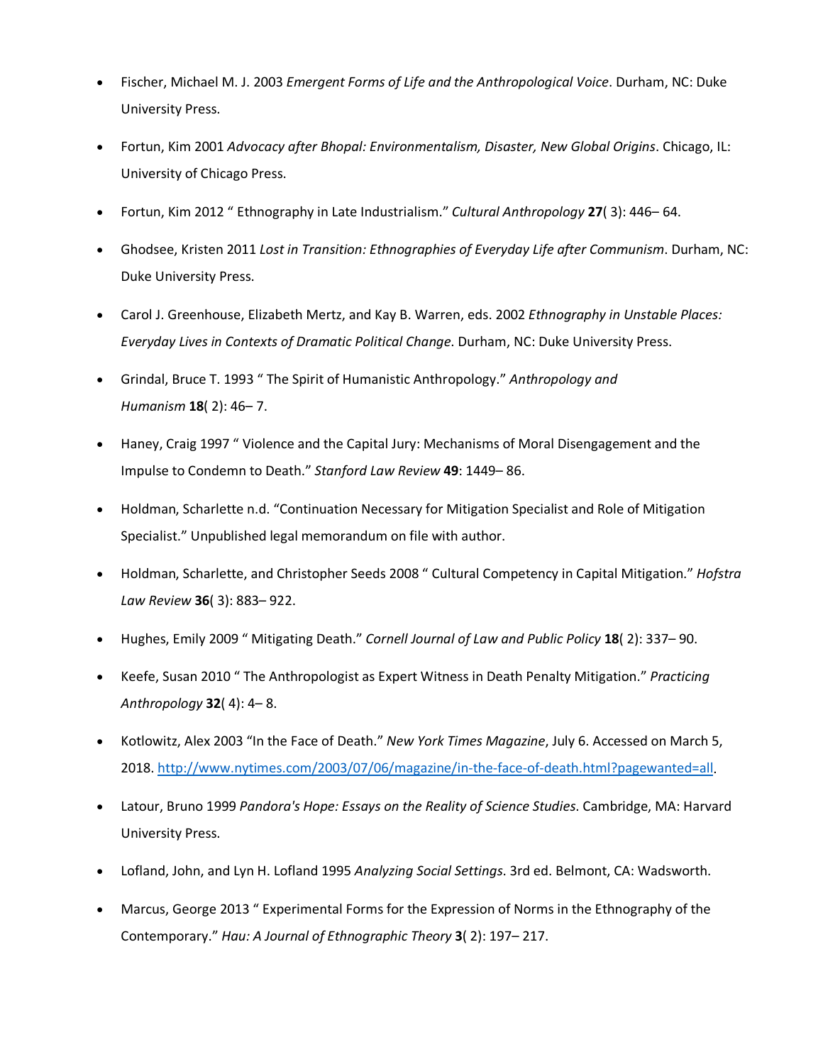- Fischer, Michael M. J. 2003 *Emergent Forms of Life and the Anthropological Voice*. Durham, NC: Duke University Press.
- Fortun, Kim 2001 *Advocacy after Bhopal: Environmentalism, Disaster, New Global Origins*. Chicago, IL: University of Chicago Press.
- Fortun, Kim 2012 " Ethnography in Late Industrialism." *Cultural Anthropology* **27**( 3): 446– 64.
- Ghodsee, Kristen 2011 *Lost in Transition: Ethnographies of Everyday Life after Communism*. Durham, NC: Duke University Press.
- Carol J. Greenhouse, Elizabeth Mertz, and Kay B. Warren, eds. 2002 *Ethnography in Unstable Places: Everyday Lives in Contexts of Dramatic Political Change*. Durham, NC: Duke University Press.
- Grindal, Bruce T. 1993 " The Spirit of Humanistic Anthropology." *Anthropology and Humanism* **18**( 2): 46– 7.
- Haney, Craig 1997 " Violence and the Capital Jury: Mechanisms of Moral Disengagement and the Impulse to Condemn to Death." *Stanford Law Review* **49**: 1449– 86.
- Holdman, Scharlette n.d. "Continuation Necessary for Mitigation Specialist and Role of Mitigation Specialist." Unpublished legal memorandum on file with author.
- Holdman, Scharlette, and Christopher Seeds 2008 " Cultural Competency in Capital Mitigation." *Hofstra Law Review* **36**( 3): 883– 922.
- Hughes, Emily 2009 " Mitigating Death." *Cornell Journal of Law and Public Policy* **18**( 2): 337– 90.
- Keefe, Susan 2010 " The Anthropologist as Expert Witness in Death Penalty Mitigation." *Practicing Anthropology* **32**( 4): 4– 8.
- Kotlowitz, Alex 2003 "In the Face of Death." *New York Times Magazine*, July 6. Accessed on March 5, 2018. [http://www.nytimes.com/2003/07/06/magazine/in-the-face-of-death.html?pagewanted=all](http://www.nytimes.com/2003/07/06/magazine/in-the-face-of-death.html?pagewanted=all).
- Latour, Bruno 1999 *Pandora's Hope: Essays on the Reality of Science Studies*. Cambridge, MA: Harvard University Press.
- Lofland, John, and Lyn H. Lofland 1995 *Analyzing Social Settings*. 3rd ed. Belmont, CA: Wadsworth.
- Marcus, George 2013 " Experimental Forms for the Expression of Norms in the Ethnography of the Contemporary." *Hau: A Journal of Ethnographic Theory* **3**( 2): 197– 217.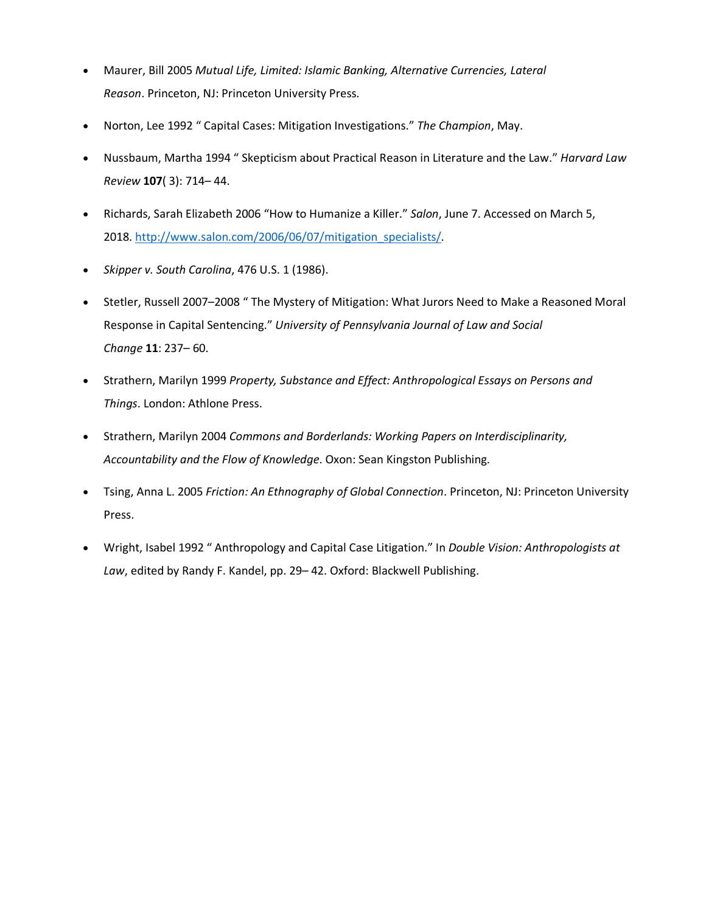- Maurer, Bill 2005 *Mutual Life, Limited: Islamic Banking, Alternative Currencies, Lateral Reason*. Princeton, NJ: Princeton University Press.
- Norton, Lee 1992 " Capital Cases: Mitigation Investigations." *The Champion*, May.
- Nussbaum, Martha 1994 " Skepticism about Practical Reason in Literature and the Law." *Harvard Law Review* **107**( 3): 714– 44.
- Richards, Sarah Elizabeth 2006 "How to Humanize a Killer." *Salon*, June 7. Accessed on March 5, 2018. [http://www.salon.com/2006/06/07/mitigation_specialists/](http://www.salon.com/2006/06/07/mitigation_specialists/).
- *Skipper v. South Carolina*, 476 U.S. 1 (1986).
- Stetler, Russell 2007–2008 " The Mystery of Mitigation: What Jurors Need to Make a Reasoned Moral Response in Capital Sentencing." *University of Pennsylvania Journal of Law and Social Change* **11**: 237– 60.
- Strathern, Marilyn 1999 *Property, Substance and Effect: Anthropological Essays on Persons and Things*. London: Athlone Press.
- Strathern, Marilyn 2004 *Commons and Borderlands: Working Papers on Interdisciplinarity, Accountability and the Flow of Knowledge*. Oxon: Sean Kingston Publishing.
- Tsing, Anna L. 2005 *Friction: An Ethnography of Global Connection*. Princeton, NJ: Princeton University Press.
- Wright, Isabel 1992 " Anthropology and Capital Case Litigation." In *Double Vision: Anthropologists at Law*, edited by Randy F. Kandel, pp. 29– 42. Oxford: Blackwell Publishing.